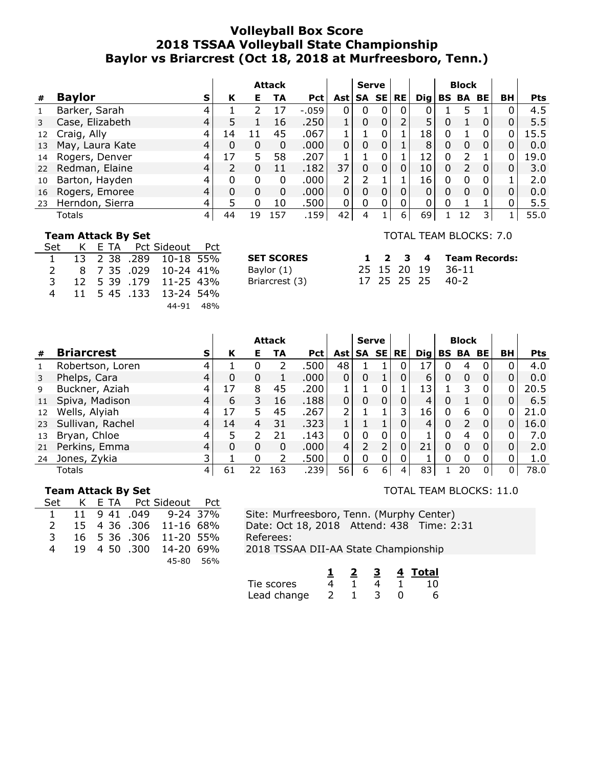# Volleyball Box Score
## 2018 TSSAA Volleyball State Championship
## Baylor vs Briarcrest (Oct 18, 2018 at Murfreesboro, Tenn.)

| | | | Attack | | | | | Serve | | | | Block | | | | |
|---|---|---|---|---|---|---|---|---|---|---|---|---|---|---|---|---|
| # | **Baylor** | S | K | E | TA | Pct | Ast | SA | SE | RE | Dig | BS | BA | BE | BH | Pts |
| 1 | Barker, Sarah | 4 | 1 | 2 | 17 | -.059 | 0 | 0 | 0 | 0 | 0 | 1 | 5 | 1 | 0 | 4.5 |
| 3 | Case, Elizabeth | 4 | 5 | 1 | 16 | .250 | 1 | 0 | 0 | 2 | 5 | 0 | 1 | 0 | 0 | 5.5 |
| 12 | Craig, Ally | 4 | 14 | 11 | 45 | .067 | 1 | 1 | 0 | 1 | 18 | 0 | 1 | 0 | 0 | 15.5 |
| 13 | May, Laura Kate | 4 | 0 | 0 | 0 | .000 | 0 | 0 | 0 | 1 | 8 | 0 | 0 | 0 | 0 | 0.0 |
| 14 | Rogers, Denver | 4 | 17 | 5 | 58 | .207 | 1 | 1 | 0 | 1 | 12 | 0 | 2 | 1 | 0 | 19.0 |
| 22 | Redman, Elaine | 4 | 2 | 0 | 11 | .182 | 37 | 0 | 0 | 0 | 10 | 0 | 2 | 0 | 0 | 3.0 |
| 10 | Barton, Hayden | 4 | 0 | 0 | 0 | .000 | 2 | 2 | 1 | 1 | 16 | 0 | 0 | 0 | 1 | 2.0 |
| 16 | Rogers, Emoree | 4 | 0 | 0 | 0 | .000 | 0 | 0 | 0 | 0 | 0 | 0 | 0 | 0 | 0 | 0.0 |
| 23 | Herndon, Sierra | 4 | 5 | 0 | 10 | .500 | 0 | 0 | 0 | 0 | 0 | 0 | 1 | 1 | 0 | 5.5 |
| | Totals | 4 | 44 | 19 | 157 | .159 | 42 | 4 | 1 | 6 | 69 | 1 | 12 | 3 | 1 | 55.0 |

**Team Attack By Set**

| Set | K | E | TA | Pct | Sideout | Pct |
|---|---|---|---|---|---|---|
| 1 | 13 | 2 | 38 | .289 | 10-18 | 55% |
| 2 | 8 | 7 | 35 | .029 | 10-24 | 41% |
| 3 | 12 | 5 | 39 | .179 | 11-25 | 43% |
| 4 | 11 | 5 | 45 | .133 | 13-24 | 54% |
| | | | | | 44-91 | 48% |

TOTAL TEAM BLOCKS: 7.0

| SET SCORES | 1 | 2 | 3 | 4 | Team Records: |
|---|---|---|---|---|---|
| Baylor (1) | 25 | 15 | 20 | 19 | 36-11 |
| Briarcrest (3) | 17 | 25 | 25 | 25 | 40-2 |

| | | | Attack | | | | | Serve | | | | Block | | | | |
|---|---|---|---|---|---|---|---|---|---|---|---|---|---|---|---|---|
| # | **Briarcrest** | S | K | E | TA | Pct | Ast | SA | SE | RE | Dig | BS | BA | BE | BH | Pts |
| 1 | Robertson, Loren | 4 | 1 | 0 | 2 | .500 | 48 | 1 | 1 | 0 | 17 | 0 | 4 | 0 | 0 | 4.0 |
| 3 | Phelps, Cara | 4 | 0 | 0 | 1 | .000 | 0 | 0 | 1 | 0 | 6 | 0 | 0 | 0 | 0 | 0.0 |
| 9 | Buckner, Aziah | 4 | 17 | 8 | 45 | .200 | 1 | 1 | 0 | 1 | 13 | 1 | 3 | 0 | 0 | 20.5 |
| 11 | Spiva, Madison | 4 | 6 | 3 | 16 | .188 | 0 | 0 | 0 | 0 | 4 | 0 | 1 | 0 | 0 | 6.5 |
| 12 | Wells, Alyiah | 4 | 17 | 5 | 45 | .267 | 2 | 1 | 1 | 3 | 16 | 0 | 6 | 0 | 0 | 21.0 |
| 23 | Sullivan, Rachel | 4 | 14 | 4 | 31 | .323 | 1 | 1 | 1 | 0 | 4 | 0 | 2 | 0 | 0 | 16.0 |
| 13 | Bryan, Chloe | 4 | 5 | 2 | 21 | .143 | 0 | 0 | 0 | 0 | 1 | 0 | 4 | 0 | 0 | 7.0 |
| 21 | Perkins, Emma | 4 | 0 | 0 | 0 | .000 | 4 | 2 | 2 | 0 | 21 | 0 | 0 | 0 | 0 | 2.0 |
| 24 | Jones, Zykia | 3 | 1 | 0 | 2 | .500 | 0 | 0 | 0 | 0 | 1 | 0 | 0 | 0 | 0 | 1.0 |
| | Totals | 4 | 61 | 22 | 163 | .239 | 56 | 6 | 6 | 4 | 83 | 1 | 20 | 0 | 0 | 78.0 |

**Team Attack By Set**

| Set | K | E | TA | Pct | Sideout | Pct |
|---|---|---|---|---|---|---|
| 1 | 11 | 9 | 41 | .049 | 9-24 | 37% |
| 2 | 15 | 4 | 36 | .306 | 11-16 | 68% |
| 3 | 16 | 5 | 36 | .306 | 11-20 | 55% |
| 4 | 19 | 4 | 50 | .300 | 14-20 | 69% |
| | | | | | 45-80 | 56% |

TOTAL TEAM BLOCKS: 11.0

Site: Murfreesboro, Tenn. (Murphy Center)
Date: Oct 18, 2018 Attend: 438 Time: 2:31
Referees:
2018 TSSAA DII-AA State Championship

| | 1 | 2 | 3 | 4 | Total |
|---|---|---|---|---|---|
| Tie scores | 4 | 1 | 4 | 1 | 10 |
| Lead change | 2 | 1 | 3 | 0 | 6 |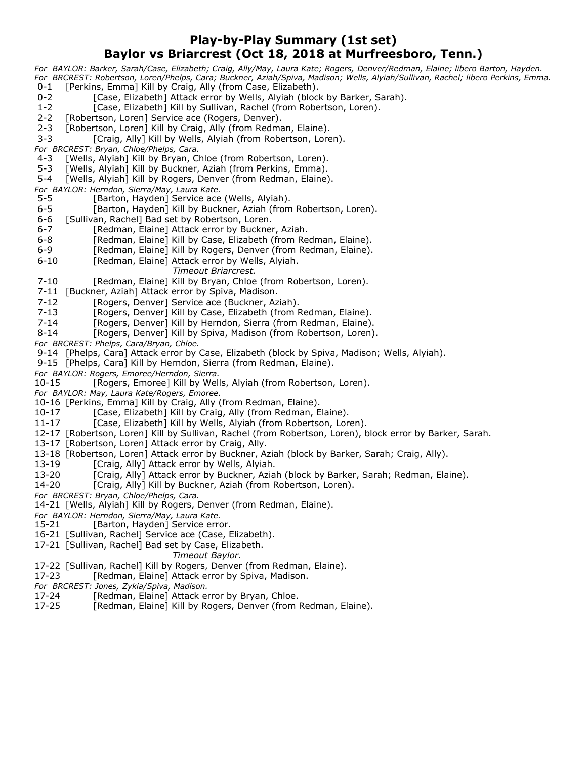# Play-by-Play Summary (1st set)
## Baylor vs Briarcrest (Oct 18, 2018 at Murfreesboro, Tenn.)

*For BAYLOR: Barker, Sarah/Case, Elizabeth; Craig, Ally/May, Laura Kate; Rogers, Denver/Redman, Elaine; libero Barton, Hayden.*
*For BRCREST: Robertson, Loren/Phelps, Cara; Buckner, Aziah/Spiva, Madison; Wells, Alyiah/Sullivan, Rachel; libero Perkins, Emma.*

0-1 [Perkins, Emma] Kill by Craig, Ally (from Case, Elizabeth).
0-2 [Case, Elizabeth] Attack error by Wells, Alyiah (block by Barker, Sarah).
1-2 [Case, Elizabeth] Kill by Sullivan, Rachel (from Robertson, Loren).
2-2 [Robertson, Loren] Service ace (Rogers, Denver).
2-3 [Robertson, Loren] Kill by Craig, Ally (from Redman, Elaine).
3-3 [Craig, Ally] Kill by Wells, Alyiah (from Robertson, Loren).
*For BRCREST: Bryan, Chloe/Phelps, Cara.*
4-3 [Wells, Alyiah] Kill by Bryan, Chloe (from Robertson, Loren).
5-3 [Wells, Alyiah] Kill by Buckner, Aziah (from Perkins, Emma).
5-4 [Wells, Alyiah] Kill by Rogers, Denver (from Redman, Elaine).
*For BAYLOR: Herndon, Sierra/May, Laura Kate.*
5-5 [Barton, Hayden] Service ace (Wells, Alyiah).
6-5 [Barton, Hayden] Kill by Buckner, Aziah (from Robertson, Loren).
6-6 [Sullivan, Rachel] Bad set by Robertson, Loren.
6-7 [Redman, Elaine] Attack error by Buckner, Aziah.
6-8 [Redman, Elaine] Kill by Case, Elizabeth (from Redman, Elaine).
6-9 [Redman, Elaine] Kill by Rogers, Denver (from Redman, Elaine).
6-10 [Redman, Elaine] Attack error by Wells, Alyiah.
*Timeout Briarcrest.*
7-10 [Redman, Elaine] Kill by Bryan, Chloe (from Robertson, Loren).
7-11 [Buckner, Aziah] Attack error by Spiva, Madison.
7-12 [Rogers, Denver] Service ace (Buckner, Aziah).
7-13 [Rogers, Denver] Kill by Case, Elizabeth (from Redman, Elaine).
7-14 [Rogers, Denver] Kill by Herndon, Sierra (from Redman, Elaine).
8-14 [Rogers, Denver] Kill by Spiva, Madison (from Robertson, Loren).
*For BRCREST: Phelps, Cara/Bryan, Chloe.*
9-14 [Phelps, Cara] Attack error by Case, Elizabeth (block by Spiva, Madison; Wells, Alyiah).
9-15 [Phelps, Cara] Kill by Herndon, Sierra (from Redman, Elaine).
*For BAYLOR: Rogers, Emoree/Herndon, Sierra.*
10-15 [Rogers, Emoree] Kill by Wells, Alyiah (from Robertson, Loren).
*For BAYLOR: May, Laura Kate/Rogers, Emoree.*
10-16 [Perkins, Emma] Kill by Craig, Ally (from Redman, Elaine).
10-17 [Case, Elizabeth] Kill by Craig, Ally (from Redman, Elaine).
11-17 [Case, Elizabeth] Kill by Wells, Alyiah (from Robertson, Loren).
12-17 [Robertson, Loren] Kill by Sullivan, Rachel (from Robertson, Loren), block error by Barker, Sarah.
13-17 [Robertson, Loren] Attack error by Craig, Ally.
13-18 [Robertson, Loren] Attack error by Buckner, Aziah (block by Barker, Sarah; Craig, Ally).
13-19 [Craig, Ally] Attack error by Wells, Alyiah.
13-20 [Craig, Ally] Attack error by Buckner, Aziah (block by Barker, Sarah; Redman, Elaine).
14-20 [Craig, Ally] Kill by Buckner, Aziah (from Robertson, Loren).
*For BRCREST: Bryan, Chloe/Phelps, Cara.*
14-21 [Wells, Alyiah] Kill by Rogers, Denver (from Redman, Elaine).
*For BAYLOR: Herndon, Sierra/May, Laura Kate.*
15-21 [Barton, Hayden] Service error.
16-21 [Sullivan, Rachel] Service ace (Case, Elizabeth).
17-21 [Sullivan, Rachel] Bad set by Case, Elizabeth.
*Timeout Baylor.*
17-22 [Sullivan, Rachel] Kill by Rogers, Denver (from Redman, Elaine).
17-23 [Redman, Elaine] Attack error by Spiva, Madison.
*For BRCREST: Jones, Zykia/Spiva, Madison.*
17-24 [Redman, Elaine] Attack error by Bryan, Chloe.
17-25 [Redman, Elaine] Kill by Rogers, Denver (from Redman, Elaine).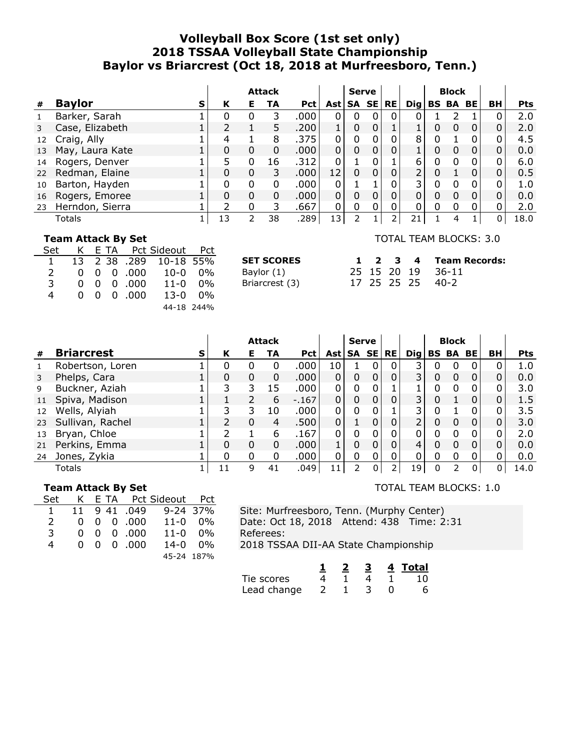# Volleyball Box Score (1st set only)
# 2018 TSSAA Volleyball State Championship
# Baylor vs Briarcrest (Oct 18, 2018 at Murfreesboro, Tenn.)

| | | | Attack | | | | | Serve | | | | Block | | | | |
|---|---|---|---|---|---|---|---|---|---|---|---|---|---|---|---|---|
| # | **Baylor** | S | K | E | TA | Pct | Ast | SA | SE | RE | Dig | BS | BA | BE | BH | Pts |
| 1 | Barker, Sarah | 1 | 0 | 0 | 3 | .000 | 0 | 0 | 0 | 0 | 0 | 1 | 2 | 1 | 0 | 2.0 |
| 3 | Case, Elizabeth | 1 | 2 | 1 | 5 | .200 | 1 | 0 | 0 | 1 | 1 | 0 | 0 | 0 | 0 | 2.0 |
| 12 | Craig, Ally | 1 | 4 | 1 | 8 | .375 | 0 | 0 | 0 | 0 | 8 | 0 | 1 | 0 | 0 | 4.5 |
| 13 | May, Laura Kate | 1 | 0 | 0 | 0 | .000 | 0 | 0 | 0 | 0 | 1 | 0 | 0 | 0 | 0 | 0.0 |
| 14 | Rogers, Denver | 1 | 5 | 0 | 16 | .312 | 0 | 1 | 0 | 1 | 6 | 0 | 0 | 0 | 0 | 6.0 |
| 22 | Redman, Elaine | 1 | 0 | 0 | 3 | .000 | 12 | 0 | 0 | 0 | 2 | 0 | 1 | 0 | 0 | 0.5 |
| 10 | Barton, Hayden | 1 | 0 | 0 | 0 | .000 | 0 | 1 | 1 | 0 | 3 | 0 | 0 | 0 | 0 | 1.0 |
| 16 | Rogers, Emoree | 1 | 0 | 0 | 0 | .000 | 0 | 0 | 0 | 0 | 0 | 0 | 0 | 0 | 0 | 0.0 |
| 23 | Herndon, Sierra | 1 | 2 | 0 | 3 | .667 | 0 | 0 | 0 | 0 | 0 | 0 | 0 | 0 | 0 | 2.0 |
| | Totals | 1 | 13 | 2 | 38 | .289 | 13 | 2 | 1 | 2 | 21 | 1 | 4 | 1 | 0 | 18.0 |

**Team Attack By Set**

| Set | K | E | TA | Pct | Sideout | Pct |
|---|---|---|---|---|---|---|
| 1 | 13 | 2 | 38 | .289 | 10-18 | 55% |
| 2 | 0 | 0 | 0 | .000 | 10-0 | 0% |
| 3 | 0 | 0 | 0 | .000 | 11-0 | 0% |
| 4 | 0 | 0 | 0 | .000 | 13-0 | 0% |
| | | | | | 44-18 | 244% |

TOTAL TEAM BLOCKS: 3.0

| SET SCORES | 1 | 2 | 3 | 4 | Team Records: |
|---|---|---|---|---|---|
| Baylor (1) | 25 | 15 | 20 | 19 | 36-11 |
| Briarcrest (3) | 17 | 25 | 25 | 25 | 40-2 |

| | | | Attack | | | | | Serve | | | | Block | | | | |
|---|---|---|---|---|---|---|---|---|---|---|---|---|---|---|---|---|
| # | **Briarcrest** | S | K | E | TA | Pct | Ast | SA | SE | RE | Dig | BS | BA | BE | BH | Pts |
| 1 | Robertson, Loren | 1 | 0 | 0 | 0 | .000 | 10 | 1 | 0 | 0 | 3 | 0 | 0 | 0 | 0 | 1.0 |
| 3 | Phelps, Cara | 1 | 0 | 0 | 0 | .000 | 0 | 0 | 0 | 0 | 3 | 0 | 0 | 0 | 0 | 0.0 |
| 9 | Buckner, Aziah | 1 | 3 | 3 | 15 | .000 | 0 | 0 | 0 | 1 | 1 | 0 | 0 | 0 | 0 | 3.0 |
| 11 | Spiva, Madison | 1 | 1 | 2 | 6 | -.167 | 0 | 0 | 0 | 0 | 3 | 0 | 1 | 0 | 0 | 1.5 |
| 12 | Wells, Alyiah | 1 | 3 | 3 | 10 | .000 | 0 | 0 | 0 | 1 | 3 | 0 | 1 | 0 | 0 | 3.5 |
| 23 | Sullivan, Rachel | 1 | 2 | 0 | 4 | .500 | 0 | 1 | 0 | 0 | 2 | 0 | 0 | 0 | 0 | 3.0 |
| 13 | Bryan, Chloe | 1 | 2 | 1 | 6 | .167 | 0 | 0 | 0 | 0 | 0 | 0 | 0 | 0 | 0 | 2.0 |
| 21 | Perkins, Emma | 1 | 0 | 0 | 0 | .000 | 1 | 0 | 0 | 0 | 4 | 0 | 0 | 0 | 0 | 0.0 |
| 24 | Jones, Zykia | 1 | 0 | 0 | 0 | .000 | 0 | 0 | 0 | 0 | 0 | 0 | 0 | 0 | 0 | 0.0 |
| | Totals | 1 | 11 | 9 | 41 | .049 | 11 | 2 | 0 | 2 | 19 | 0 | 2 | 0 | 0 | 14.0 |

**Team Attack By Set**

| Set | K | E | TA | Pct | Sideout | Pct |
|---|---|---|---|---|---|---|
| 1 | 11 | 9 | 41 | .049 | 9-24 | 37% |
| 2 | 0 | 0 | 0 | .000 | 11-0 | 0% |
| 3 | 0 | 0 | 0 | .000 | 11-0 | 0% |
| 4 | 0 | 0 | 0 | .000 | 14-0 | 0% |
| | | | | | 45-24 | 187% |

TOTAL TEAM BLOCKS: 1.0

Site: Murfreesboro, Tenn. (Murphy Center)
Date: Oct 18, 2018 Attend: 438 Time: 2:31
Referees:
2018 TSSAA DII-AA State Championship

| | 1 | 2 | 3 | 4 | Total |
|---|---|---|---|---|---|
| Tie scores | 4 | 1 | 4 | 1 | 10 |
| Lead change | 2 | 1 | 3 | 0 | 6 |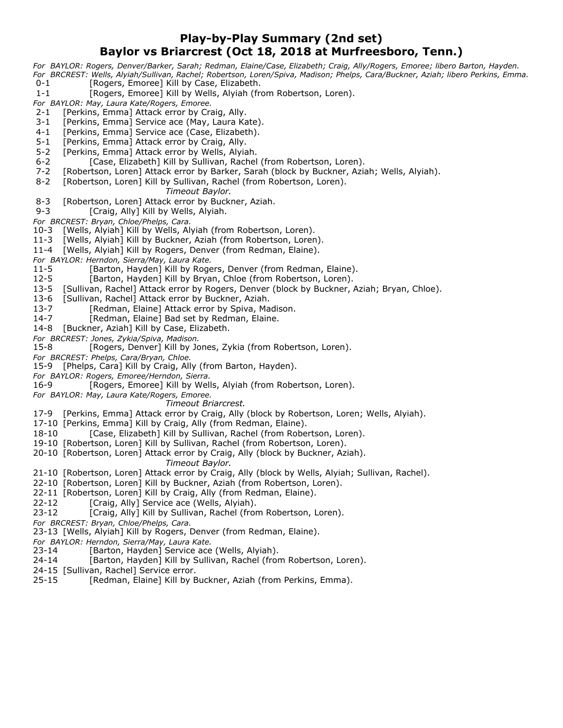# Play-by-Play Summary (2nd set)
## Baylor vs Briarcrest (Oct 18, 2018 at Murfreesboro, Tenn.)

*For BAYLOR: Rogers, Denver/Barker, Sarah; Redman, Elaine/Case, Elizabeth; Craig, Ally/Rogers, Emoree; libero Barton, Hayden.*
*For BRCREST: Wells, Alyiah/Sullivan, Rachel; Robertson, Loren/Spiva, Madison; Phelps, Cara/Buckner, Aziah; libero Perkins, Emma.*

0-1 [Rogers, Emoree] Kill by Case, Elizabeth.
1-1 [Rogers, Emoree] Kill by Wells, Alyiah (from Robertson, Loren).
*For BAYLOR: May, Laura Kate/Rogers, Emoree.*
2-1 [Perkins, Emma] Attack error by Craig, Ally.
3-1 [Perkins, Emma] Service ace (May, Laura Kate).
4-1 [Perkins, Emma] Service ace (Case, Elizabeth).
5-1 [Perkins, Emma] Attack error by Craig, Ally.
5-2 [Perkins, Emma] Attack error by Wells, Alyiah.
6-2 [Case, Elizabeth] Kill by Sullivan, Rachel (from Robertson, Loren).
7-2 [Robertson, Loren] Attack error by Barker, Sarah (block by Buckner, Aziah; Wells, Alyiah).
8-2 [Robertson, Loren] Kill by Sullivan, Rachel (from Robertson, Loren).
*Timeout Baylor.*
8-3 [Robertson, Loren] Attack error by Buckner, Aziah.
9-3 [Craig, Ally] Kill by Wells, Alyiah.
*For BRCREST: Bryan, Chloe/Phelps, Cara.*
10-3 [Wells, Alyiah] Kill by Wells, Alyiah (from Robertson, Loren).
11-3 [Wells, Alyiah] Kill by Buckner, Aziah (from Robertson, Loren).
11-4 [Wells, Alyiah] Kill by Rogers, Denver (from Redman, Elaine).
*For BAYLOR: Herndon, Sierra/May, Laura Kate.*
11-5 [Barton, Hayden] Kill by Rogers, Denver (from Redman, Elaine).
12-5 [Barton, Hayden] Kill by Bryan, Chloe (from Robertson, Loren).
13-5 [Sullivan, Rachel] Attack error by Rogers, Denver (block by Buckner, Aziah; Bryan, Chloe).
13-6 [Sullivan, Rachel] Attack error by Buckner, Aziah.
13-7 [Redman, Elaine] Attack error by Spiva, Madison.
14-7 [Redman, Elaine] Bad set by Redman, Elaine.
14-8 [Buckner, Aziah] Kill by Case, Elizabeth.
*For BRCREST: Jones, Zykia/Spiva, Madison.*
15-8 [Rogers, Denver] Kill by Jones, Zykia (from Robertson, Loren).
*For BRCREST: Phelps, Cara/Bryan, Chloe.*
15-9 [Phelps, Cara] Kill by Craig, Ally (from Barton, Hayden).
*For BAYLOR: Rogers, Emoree/Herndon, Sierra.*
16-9 [Rogers, Emoree] Kill by Wells, Alyiah (from Robertson, Loren).
*For BAYLOR: May, Laura Kate/Rogers, Emoree.*
*Timeout Briarcrest.*
17-9 [Perkins, Emma] Attack error by Craig, Ally (block by Robertson, Loren; Wells, Alyiah).
17-10 [Perkins, Emma] Kill by Craig, Ally (from Redman, Elaine).
18-10 [Case, Elizabeth] Kill by Sullivan, Rachel (from Robertson, Loren).
19-10 [Robertson, Loren] Kill by Sullivan, Rachel (from Robertson, Loren).
20-10 [Robertson, Loren] Attack error by Craig, Ally (block by Buckner, Aziah).
*Timeout Baylor.*
21-10 [Robertson, Loren] Attack error by Craig, Ally (block by Wells, Alyiah; Sullivan, Rachel).
22-10 [Robertson, Loren] Kill by Buckner, Aziah (from Robertson, Loren).
22-11 [Robertson, Loren] Kill by Craig, Ally (from Redman, Elaine).
22-12 [Craig, Ally] Service ace (Wells, Alyiah).
23-12 [Craig, Ally] Kill by Sullivan, Rachel (from Robertson, Loren).
*For BRCREST: Bryan, Chloe/Phelps, Cara.*
23-13 [Wells, Alyiah] Kill by Rogers, Denver (from Redman, Elaine).
*For BAYLOR: Herndon, Sierra/May, Laura Kate.*
23-14 [Barton, Hayden] Service ace (Wells, Alyiah).
24-14 [Barton, Hayden] Kill by Sullivan, Rachel (from Robertson, Loren).
24-15 [Sullivan, Rachel] Service error.
25-15 [Redman, Elaine] Kill by Buckner, Aziah (from Perkins, Emma).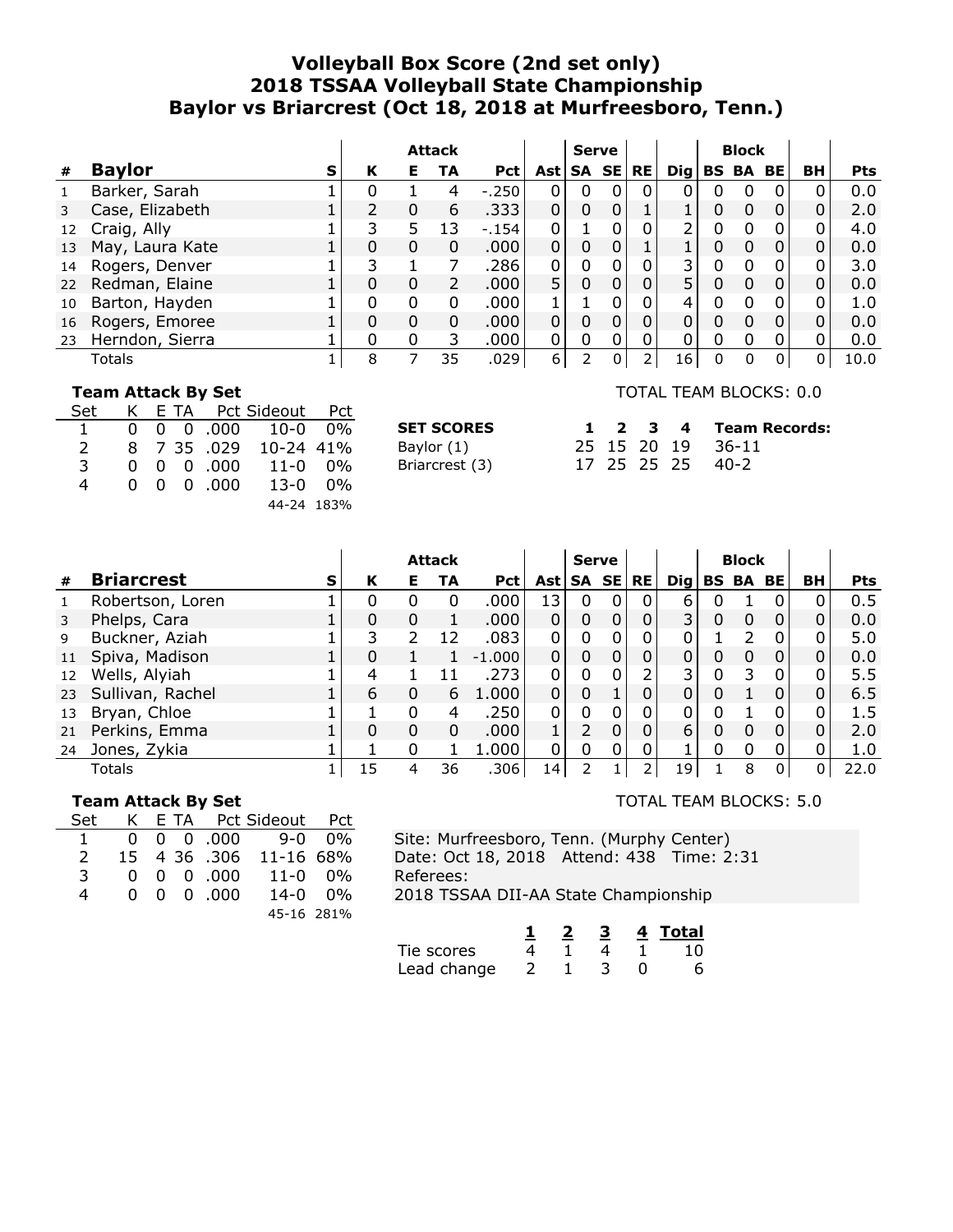# Volleyball Box Score (2nd set only)
## 2018 TSSAA Volleyball State Championship
## Baylor vs Briarcrest (Oct 18, 2018 at Murfreesboro, Tenn.)

| # | Baylor | S | Attack K | Attack E | Attack TA | Attack Pct | Ast | Serve SA | Serve SE | RE | Dig | Block BS | Block BA | Block BE | BH | Pts |
|---|---|---|---|---|---|---|---|---|---|---|---|---|---|---|---|---|
| 1 | Barker, Sarah | 1 | 0 | 1 | 4 | -.250 | 0 | 0 | 0 | 0 | 0 | 0 | 0 | 0 | 0 | 0.0 |
| 3 | Case, Elizabeth | 1 | 2 | 0 | 6 | .333 | 0 | 0 | 0 | 1 | 1 | 0 | 0 | 0 | 0 | 2.0 |
| 12 | Craig, Ally | 1 | 3 | 5 | 13 | -.154 | 0 | 1 | 0 | 0 | 2 | 0 | 0 | 0 | 0 | 4.0 |
| 13 | May, Laura Kate | 1 | 0 | 0 | 0 | .000 | 0 | 0 | 0 | 1 | 1 | 0 | 0 | 0 | 0 | 0.0 |
| 14 | Rogers, Denver | 1 | 3 | 1 | 7 | .286 | 0 | 0 | 0 | 0 | 3 | 0 | 0 | 0 | 0 | 3.0 |
| 22 | Redman, Elaine | 1 | 0 | 0 | 2 | .000 | 5 | 0 | 0 | 0 | 5 | 0 | 0 | 0 | 0 | 0.0 |
| 10 | Barton, Hayden | 1 | 0 | 0 | 0 | .000 | 1 | 1 | 0 | 0 | 4 | 0 | 0 | 0 | 0 | 1.0 |
| 16 | Rogers, Emoree | 1 | 0 | 0 | 0 | .000 | 0 | 0 | 0 | 0 | 0 | 0 | 0 | 0 | 0 | 0.0 |
| 23 | Herndon, Sierra | 1 | 0 | 0 | 3 | .000 | 0 | 0 | 0 | 0 | 0 | 0 | 0 | 0 | 0 | 0.0 |
| | Totals | 1 | 8 | 7 | 35 | .029 | 6 | 2 | 0 | 2 | 16 | 0 | 0 | 0 | 0 | 10.0 |

**Team Attack By Set**

| Set | K | E | TA | Pct | Sideout | Pct |
|---|---|---|---|---|---|---|
| 1 | 0 | 0 | 0 | .000 | 10-0 | 0% |
| 2 | 8 | 7 | 35 | .029 | 10-24 | 41% |
| 3 | 0 | 0 | 0 | .000 | 11-0 | 0% |
| 4 | 0 | 0 | 0 | .000 | 13-0 | 0% |
| | | | | | 44-24 | 183% |

TOTAL TEAM BLOCKS: 0.0

| SET SCORES | 1 | 2 | 3 | 4 | Team Records: |
|---|---|---|---|---|---|
| Baylor (1) | 25 | 15 | 20 | 19 | 36-11 |
| Briarcrest (3) | 17 | 25 | 25 | 25 | 40-2 |

| # | Briarcrest | S | Attack K | Attack E | Attack TA | Attack Pct | Ast | Serve SA | Serve SE | RE | Dig | Block BS | Block BA | Block BE | BH | Pts |
|---|---|---|---|---|---|---|---|---|---|---|---|---|---|---|---|---|
| 1 | Robertson, Loren | 1 | 0 | 0 | 0 | .000 | 13 | 0 | 0 | 0 | 6 | 0 | 1 | 0 | 0 | 0.5 |
| 3 | Phelps, Cara | 1 | 0 | 0 | 1 | .000 | 0 | 0 | 0 | 0 | 3 | 0 | 0 | 0 | 0 | 0.0 |
| 9 | Buckner, Aziah | 1 | 3 | 2 | 12 | .083 | 0 | 0 | 0 | 0 | 0 | 1 | 2 | 0 | 0 | 5.0 |
| 11 | Spiva, Madison | 1 | 0 | 1 | 1 | -1.000 | 0 | 0 | 0 | 0 | 0 | 0 | 0 | 0 | 0 | 0.0 |
| 12 | Wells, Alyiah | 1 | 4 | 1 | 11 | .273 | 0 | 0 | 0 | 2 | 3 | 0 | 3 | 0 | 0 | 5.5 |
| 23 | Sullivan, Rachel | 1 | 6 | 0 | 6 | 1.000 | 0 | 0 | 1 | 0 | 0 | 0 | 1 | 0 | 0 | 6.5 |
| 13 | Bryan, Chloe | 1 | 1 | 0 | 4 | .250 | 0 | 0 | 0 | 0 | 0 | 0 | 1 | 0 | 0 | 1.5 |
| 21 | Perkins, Emma | 1 | 0 | 0 | 0 | .000 | 1 | 2 | 0 | 0 | 6 | 0 | 0 | 0 | 0 | 2.0 |
| 24 | Jones, Zykia | 1 | 1 | 0 | 1 | 1.000 | 0 | 0 | 0 | 0 | 1 | 0 | 0 | 0 | 0 | 1.0 |
| | Totals | 1 | 15 | 4 | 36 | .306 | 14 | 2 | 1 | 2 | 19 | 1 | 8 | 0 | 0 | 22.0 |

**Team Attack By Set**

| Set | K | E | TA | Pct | Sideout | Pct |
|---|---|---|---|---|---|---|
| 1 | 0 | 0 | 0 | .000 | 9-0 | 0% |
| 2 | 15 | 4 | 36 | .306 | 11-16 | 68% |
| 3 | 0 | 0 | 0 | .000 | 11-0 | 0% |
| 4 | 0 | 0 | 0 | .000 | 14-0 | 0% |
| | | | | | 45-16 | 281% |

TOTAL TEAM BLOCKS: 5.0

Site: Murfreesboro, Tenn. (Murphy Center)
Date: Oct 18, 2018 Attend: 438 Time: 2:31
Referees:
2018 TSSAA DII-AA State Championship

| | 1 | 2 | 3 | 4 | Total |
|---|---|---|---|---|---|
| Tie scores | 4 | 1 | 4 | 1 | 10 |
| Lead change | 2 | 1 | 3 | 0 | 6 |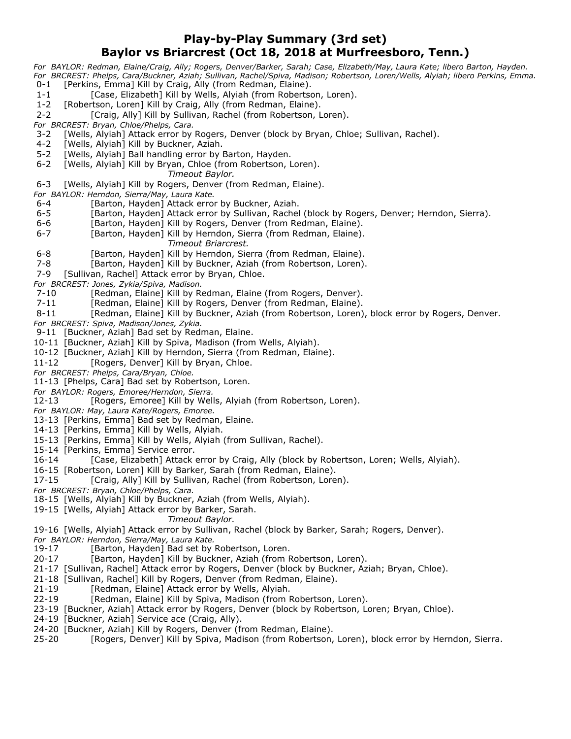# Play-by-Play Summary (3rd set)
## Baylor vs Briarcrest (Oct 18, 2018 at Murfreesboro, Tenn.)

*For BAYLOR: Redman, Elaine/Craig, Ally; Rogers, Denver/Barker, Sarah; Case, Elizabeth/May, Laura Kate; libero Barton, Hayden.*
*For BRCREST: Phelps, Cara/Buckner, Aziah; Sullivan, Rachel/Spiva, Madison; Robertson, Loren/Wells, Alyiah; libero Perkins, Emma.*

0-1 [Perkins, Emma] Kill by Craig, Ally (from Redman, Elaine).
1-1 [Case, Elizabeth] Kill by Wells, Alyiah (from Robertson, Loren).
1-2 [Robertson, Loren] Kill by Craig, Ally (from Redman, Elaine).
2-2 [Craig, Ally] Kill by Sullivan, Rachel (from Robertson, Loren).
*For BRCREST: Bryan, Chloe/Phelps, Cara.*
3-2 [Wells, Alyiah] Attack error by Rogers, Denver (block by Bryan, Chloe; Sullivan, Rachel).
4-2 [Wells, Alyiah] Kill by Buckner, Aziah.
5-2 [Wells, Alyiah] Ball handling error by Barton, Hayden.
6-2 [Wells, Alyiah] Kill by Bryan, Chloe (from Robertson, Loren).
*Timeout Baylor.*
6-3 [Wells, Alyiah] Kill by Rogers, Denver (from Redman, Elaine).
*For BAYLOR: Herndon, Sierra/May, Laura Kate.*
6-4 [Barton, Hayden] Attack error by Buckner, Aziah.
6-5 [Barton, Hayden] Attack error by Sullivan, Rachel (block by Rogers, Denver; Herndon, Sierra).
6-6 [Barton, Hayden] Kill by Rogers, Denver (from Redman, Elaine).
6-7 [Barton, Hayden] Kill by Herndon, Sierra (from Redman, Elaine).
*Timeout Briarcrest.*
6-8 [Barton, Hayden] Kill by Herndon, Sierra (from Redman, Elaine).
7-8 [Barton, Hayden] Kill by Buckner, Aziah (from Robertson, Loren).
7-9 [Sullivan, Rachel] Attack error by Bryan, Chloe.
*For BRCREST: Jones, Zykia/Spiva, Madison.*
7-10 [Redman, Elaine] Kill by Redman, Elaine (from Rogers, Denver).
7-11 [Redman, Elaine] Kill by Rogers, Denver (from Redman, Elaine).
8-11 [Redman, Elaine] Kill by Buckner, Aziah (from Robertson, Loren), block error by Rogers, Denver.
*For BRCREST: Spiva, Madison/Jones, Zykia.*
9-11 [Buckner, Aziah] Bad set by Redman, Elaine.
10-11 [Buckner, Aziah] Kill by Spiva, Madison (from Wells, Alyiah).
10-12 [Buckner, Aziah] Kill by Herndon, Sierra (from Redman, Elaine).
11-12 [Rogers, Denver] Kill by Bryan, Chloe.
*For BRCREST: Phelps, Cara/Bryan, Chloe.*
11-13 [Phelps, Cara] Bad set by Robertson, Loren.
*For BAYLOR: Rogers, Emoree/Herndon, Sierra.*
12-13 [Rogers, Emoree] Kill by Wells, Alyiah (from Robertson, Loren).
*For BAYLOR: May, Laura Kate/Rogers, Emoree.*
13-13 [Perkins, Emma] Bad set by Redman, Elaine.
14-13 [Perkins, Emma] Kill by Wells, Alyiah.
15-13 [Perkins, Emma] Kill by Wells, Alyiah (from Sullivan, Rachel).
15-14 [Perkins, Emma] Service error.
16-14 [Case, Elizabeth] Attack error by Craig, Ally (block by Robertson, Loren; Wells, Alyiah).
16-15 [Robertson, Loren] Kill by Barker, Sarah (from Redman, Elaine).
17-15 [Craig, Ally] Kill by Sullivan, Rachel (from Robertson, Loren).
*For BRCREST: Bryan, Chloe/Phelps, Cara.*
18-15 [Wells, Alyiah] Kill by Buckner, Aziah (from Wells, Alyiah).
19-15 [Wells, Alyiah] Attack error by Barker, Sarah.
*Timeout Baylor.*
19-16 [Wells, Alyiah] Attack error by Sullivan, Rachel (block by Barker, Sarah; Rogers, Denver).
*For BAYLOR: Herndon, Sierra/May, Laura Kate.*
19-17 [Barton, Hayden] Bad set by Robertson, Loren.
20-17 [Barton, Hayden] Kill by Buckner, Aziah (from Robertson, Loren).
21-17 [Sullivan, Rachel] Attack error by Rogers, Denver (block by Buckner, Aziah; Bryan, Chloe).
21-18 [Sullivan, Rachel] Kill by Rogers, Denver (from Redman, Elaine).
21-19 [Redman, Elaine] Attack error by Wells, Alyiah.
22-19 [Redman, Elaine] Kill by Spiva, Madison (from Robertson, Loren).
23-19 [Buckner, Aziah] Attack error by Rogers, Denver (block by Robertson, Loren; Bryan, Chloe).
24-19 [Buckner, Aziah] Service ace (Craig, Ally).
24-20 [Buckner, Aziah] Kill by Rogers, Denver (from Redman, Elaine).
25-20 [Rogers, Denver] Kill by Spiva, Madison (from Robertson, Loren), block error by Herndon, Sierra.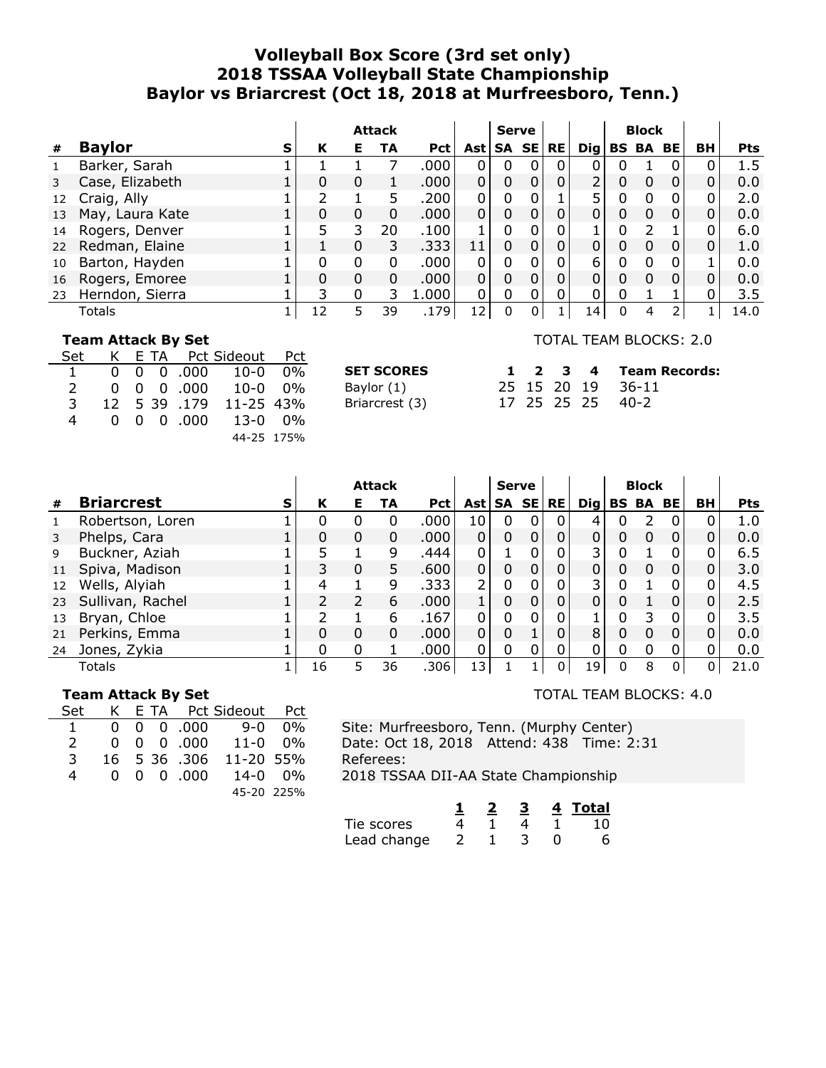# Volleyball Box Score (3rd set only)
## 2018 TSSAA Volleyball State Championship
## Baylor vs Briarcrest (Oct 18, 2018 at Murfreesboro, Tenn.)

| # | Baylor | S | Attack K | Attack E | Attack TA | Attack Pct | Ast | Serve SA | Serve SE | RE | Dig | Block BS | Block BA | Block BE | BH | Pts |
|---|---|---|---|---|---|---|---|---|---|---|---|---|---|---|---|---|
| 1 | Barker, Sarah | 1 | 1 | 1 | 7 | .000 | 0 | 0 | 0 | 0 | 0 | 0 | 1 | 0 | 0 | 1.5 |
| 3 | Case, Elizabeth | 1 | 0 | 0 | 1 | .000 | 0 | 0 | 0 | 0 | 2 | 0 | 0 | 0 | 0 | 0.0 |
| 12 | Craig, Ally | 1 | 2 | 1 | 5 | .200 | 0 | 0 | 0 | 1 | 5 | 0 | 0 | 0 | 0 | 2.0 |
| 13 | May, Laura Kate | 1 | 0 | 0 | 0 | .000 | 0 | 0 | 0 | 0 | 0 | 0 | 0 | 0 | 0 | 0.0 |
| 14 | Rogers, Denver | 1 | 5 | 3 | 20 | .100 | 1 | 0 | 0 | 0 | 1 | 0 | 2 | 1 | 0 | 6.0 |
| 22 | Redman, Elaine | 1 | 1 | 0 | 3 | .333 | 11 | 0 | 0 | 0 | 0 | 0 | 0 | 0 | 0 | 1.0 |
| 10 | Barton, Hayden | 1 | 0 | 0 | 0 | .000 | 0 | 0 | 0 | 0 | 6 | 0 | 0 | 0 | 1 | 0.0 |
| 16 | Rogers, Emoree | 1 | 0 | 0 | 0 | .000 | 0 | 0 | 0 | 0 | 0 | 0 | 0 | 0 | 0 | 0.0 |
| 23 | Herndon, Sierra | 1 | 3 | 0 | 3 | 1.000 | 0 | 0 | 0 | 0 | 0 | 0 | 1 | 1 | 0 | 3.5 |
| | Totals | 1 | 12 | 5 | 39 | .179 | 12 | 0 | 0 | 1 | 14 | 0 | 4 | 2 | 1 | 14.0 |

**Team Attack By Set**

| Set | K | E | TA | Pct | Sideout | Pct |
|---|---|---|---|---|---|---|
| 1 | 0 | 0 | 0 | .000 | 10-0 | 0% |
| 2 | 0 | 0 | 0 | .000 | 10-0 | 0% |
| 3 | 12 | 5 | 39 | .179 | 11-25 | 43% |
| 4 | 0 | 0 | 0 | .000 | 13-0 | 0% |
| | | | | | 44-25 | 175% |

TOTAL TEAM BLOCKS: 2.0

| SET SCORES | 1 | 2 | 3 | 4 | Team Records: |
|---|---|---|---|---|---|
| Baylor (1) | 25 | 15 | 20 | 19 | 36-11 |
| Briarcrest (3) | 17 | 25 | 25 | 25 | 40-2 |

| # | Briarcrest | S | Attack K | Attack E | Attack TA | Attack Pct | Ast | Serve SA | Serve SE | RE | Dig | Block BS | Block BA | Block BE | BH | Pts |
|---|---|---|---|---|---|---|---|---|---|---|---|---|---|---|---|---|
| 1 | Robertson, Loren | 1 | 0 | 0 | 0 | .000 | 10 | 0 | 0 | 0 | 4 | 0 | 2 | 0 | 0 | 1.0 |
| 3 | Phelps, Cara | 1 | 0 | 0 | 0 | .000 | 0 | 0 | 0 | 0 | 0 | 0 | 0 | 0 | 0 | 0.0 |
| 9 | Buckner, Aziah | 1 | 5 | 1 | 9 | .444 | 0 | 1 | 0 | 0 | 3 | 0 | 1 | 0 | 0 | 6.5 |
| 11 | Spiva, Madison | 1 | 3 | 0 | 5 | .600 | 0 | 0 | 0 | 0 | 0 | 0 | 0 | 0 | 0 | 3.0 |
| 12 | Wells, Alyiah | 1 | 4 | 1 | 9 | .333 | 2 | 0 | 0 | 0 | 3 | 0 | 1 | 0 | 0 | 4.5 |
| 23 | Sullivan, Rachel | 1 | 2 | 2 | 6 | .000 | 1 | 0 | 0 | 0 | 0 | 0 | 1 | 0 | 0 | 2.5 |
| 13 | Bryan, Chloe | 1 | 2 | 1 | 6 | .167 | 0 | 0 | 0 | 0 | 1 | 0 | 3 | 0 | 0 | 3.5 |
| 21 | Perkins, Emma | 1 | 0 | 0 | 0 | .000 | 0 | 0 | 1 | 0 | 8 | 0 | 0 | 0 | 0 | 0.0 |
| 24 | Jones, Zykia | 1 | 0 | 0 | 1 | .000 | 0 | 0 | 0 | 0 | 0 | 0 | 0 | 0 | 0 | 0.0 |
| | Totals | 1 | 16 | 5 | 36 | .306 | 13 | 1 | 1 | 0 | 19 | 0 | 8 | 0 | 0 | 21.0 |

**Team Attack By Set**

| Set | K | E | TA | Pct | Sideout | Pct |
|---|---|---|---|---|---|---|
| 1 | 0 | 0 | 0 | .000 | 9-0 | 0% |
| 2 | 0 | 0 | 0 | .000 | 11-0 | 0% |
| 3 | 16 | 5 | 36 | .306 | 11-20 | 55% |
| 4 | 0 | 0 | 0 | .000 | 14-0 | 0% |
| | | | | | 45-20 | 225% |

TOTAL TEAM BLOCKS: 4.0

Site: Murfreesboro, Tenn. (Murphy Center)
Date: Oct 18, 2018 Attend: 438 Time: 2:31
Referees:
2018 TSSAA DII-AA State Championship

| | 1 | 2 | 3 | 4 | Total |
|---|---|---|---|---|---|
| Tie scores | 4 | 1 | 4 | 1 | 10 |
| Lead change | 2 | 1 | 3 | 0 | 6 |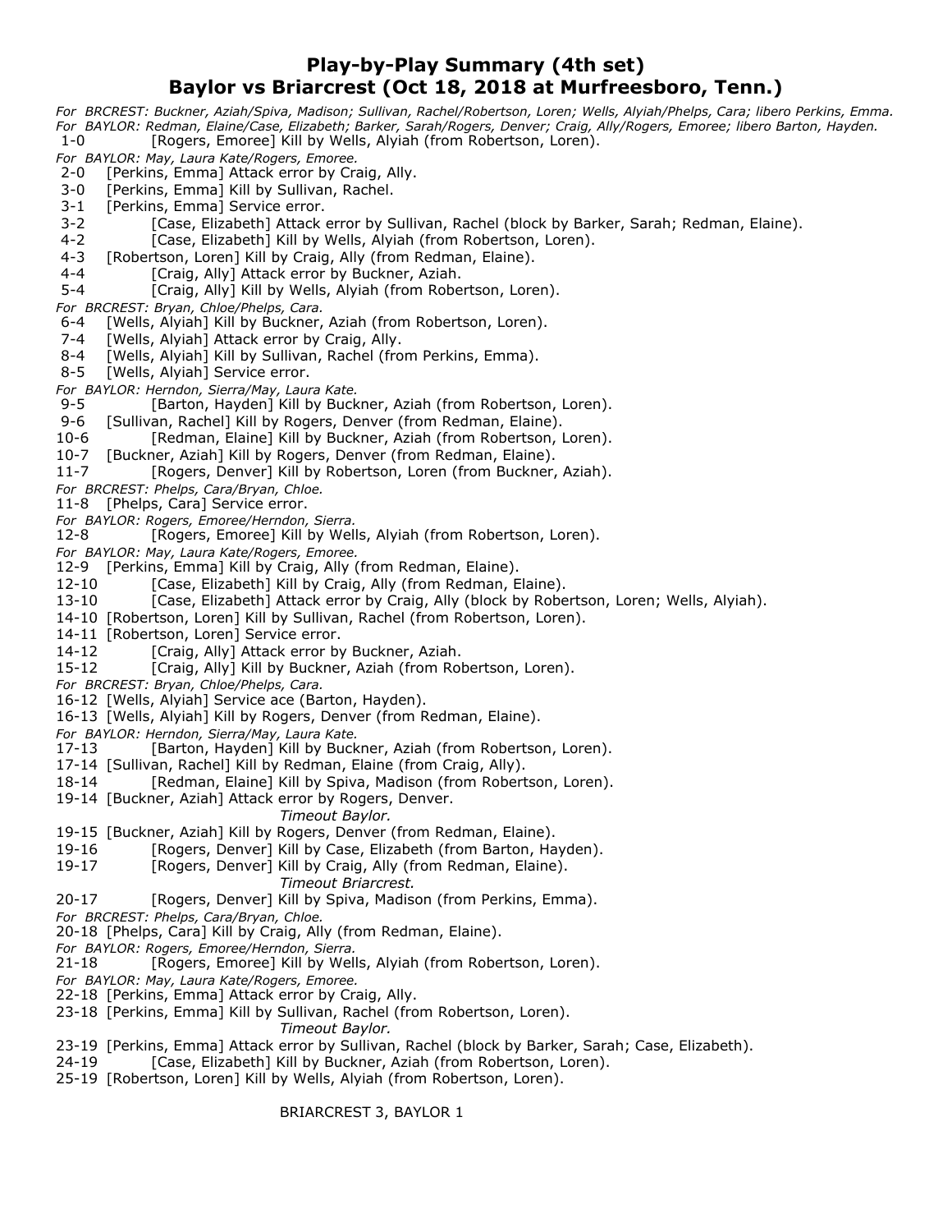# Play-by-Play Summary (4th set)
## Baylor vs Briarcrest (Oct 18, 2018 at Murfreesboro, Tenn.)

*For BRCREST: Buckner, Aziah/Spiva, Madison; Sullivan, Rachel/Robertson, Loren; Wells, Alyiah/Phelps, Cara; libero Perkins, Emma.*
*For BAYLOR: Redman, Elaine/Case, Elizabeth; Barker, Sarah/Rogers, Denver; Craig, Ally/Rogers, Emoree; libero Barton, Hayden.*

1-0 [Rogers, Emoree] Kill by Wells, Alyiah (from Robertson, Loren).
*For BAYLOR: May, Laura Kate/Rogers, Emoree.*
2-0 [Perkins, Emma] Attack error by Craig, Ally.
3-0 [Perkins, Emma] Kill by Sullivan, Rachel.
3-1 [Perkins, Emma] Service error.
3-2 [Case, Elizabeth] Attack error by Sullivan, Rachel (block by Barker, Sarah; Redman, Elaine).
4-2 [Case, Elizabeth] Kill by Wells, Alyiah (from Robertson, Loren).
4-3 [Robertson, Loren] Kill by Craig, Ally (from Redman, Elaine).
4-4 [Craig, Ally] Attack error by Buckner, Aziah.
5-4 [Craig, Ally] Kill by Wells, Alyiah (from Robertson, Loren).
*For BRCREST: Bryan, Chloe/Phelps, Cara.*
6-4 [Wells, Alyiah] Kill by Buckner, Aziah (from Robertson, Loren).
7-4 [Wells, Alyiah] Attack error by Craig, Ally.
8-4 [Wells, Alyiah] Kill by Sullivan, Rachel (from Perkins, Emma).
8-5 [Wells, Alyiah] Service error.
*For BAYLOR: Herndon, Sierra/May, Laura Kate.*
9-5 [Barton, Hayden] Kill by Buckner, Aziah (from Robertson, Loren).
9-6 [Sullivan, Rachel] Kill by Rogers, Denver (from Redman, Elaine).
10-6 [Redman, Elaine] Kill by Buckner, Aziah (from Robertson, Loren).
10-7 [Buckner, Aziah] Kill by Rogers, Denver (from Redman, Elaine).
11-7 [Rogers, Denver] Kill by Robertson, Loren (from Buckner, Aziah).
*For BRCREST: Phelps, Cara/Bryan, Chloe.*
11-8 [Phelps, Cara] Service error.
*For BAYLOR: Rogers, Emoree/Herndon, Sierra.*
12-8 [Rogers, Emoree] Kill by Wells, Alyiah (from Robertson, Loren).
*For BAYLOR: May, Laura Kate/Rogers, Emoree.*
12-9 [Perkins, Emma] Kill by Craig, Ally (from Redman, Elaine).
12-10 [Case, Elizabeth] Kill by Craig, Ally (from Redman, Elaine).
13-10 [Case, Elizabeth] Attack error by Craig, Ally (block by Robertson, Loren; Wells, Alyiah).
14-10 [Robertson, Loren] Kill by Sullivan, Rachel (from Robertson, Loren).
14-11 [Robertson, Loren] Service error.
14-12 [Craig, Ally] Attack error by Buckner, Aziah.
15-12 [Craig, Ally] Kill by Buckner, Aziah (from Robertson, Loren).
*For BRCREST: Bryan, Chloe/Phelps, Cara.*
16-12 [Wells, Alyiah] Service ace (Barton, Hayden).
16-13 [Wells, Alyiah] Kill by Rogers, Denver (from Redman, Elaine).
*For BAYLOR: Herndon, Sierra/May, Laura Kate.*
17-13 [Barton, Hayden] Kill by Buckner, Aziah (from Robertson, Loren).
17-14 [Sullivan, Rachel] Kill by Redman, Elaine (from Craig, Ally).
18-14 [Redman, Elaine] Kill by Spiva, Madison (from Robertson, Loren).
19-14 [Buckner, Aziah] Attack error by Rogers, Denver.
*Timeout Baylor.*
19-15 [Buckner, Aziah] Kill by Rogers, Denver (from Redman, Elaine).
19-16 [Rogers, Denver] Kill by Case, Elizabeth (from Barton, Hayden).
19-17 [Rogers, Denver] Kill by Craig, Ally (from Redman, Elaine).
*Timeout Briarcrest.*
20-17 [Rogers, Denver] Kill by Spiva, Madison (from Perkins, Emma).
*For BRCREST: Phelps, Cara/Bryan, Chloe.*
20-18 [Phelps, Cara] Kill by Craig, Ally (from Redman, Elaine).
*For BAYLOR: Rogers, Emoree/Herndon, Sierra.*
21-18 [Rogers, Emoree] Kill by Wells, Alyiah (from Robertson, Loren).
*For BAYLOR: May, Laura Kate/Rogers, Emoree.*
22-18 [Perkins, Emma] Attack error by Craig, Ally.
23-18 [Perkins, Emma] Kill by Sullivan, Rachel (from Robertson, Loren).
*Timeout Baylor.*
23-19 [Perkins, Emma] Attack error by Sullivan, Rachel (block by Barker, Sarah; Case, Elizabeth).
24-19 [Case, Elizabeth] Kill by Buckner, Aziah (from Robertson, Loren).
25-19 [Robertson, Loren] Kill by Wells, Alyiah (from Robertson, Loren).

BRIARCREST 3, BAYLOR 1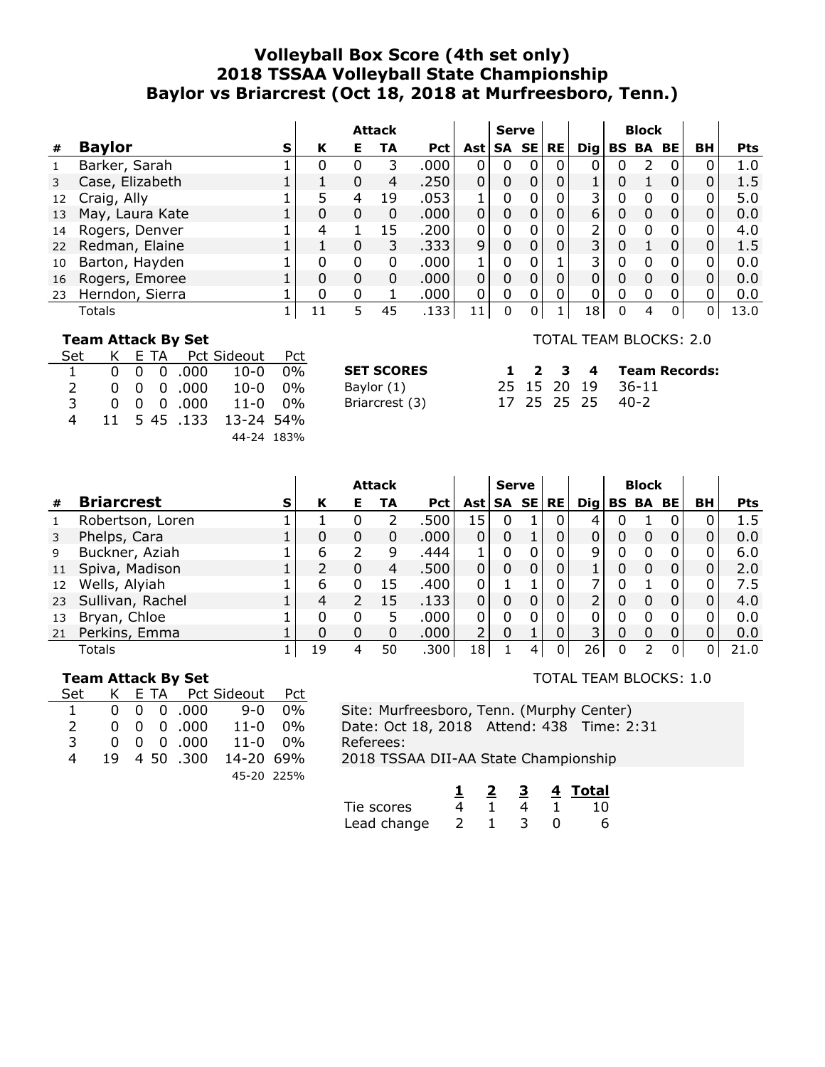# Volleyball Box Score (4th set only)
## 2018 TSSAA Volleyball State Championship
## Baylor vs Briarcrest (Oct 18, 2018 at Murfreesboro, Tenn.)

| | | | Attack | | | | | Serve | | | | Block | | | | |
|---|---|---|---|---|---|---|---|---|---|---|---|---|---|---|---|---|
| # | Baylor | S | K | E | TA | Pct | Ast | SA | SE | RE | Dig | BS | BA | BE | BH | Pts |
| 1 | Barker, Sarah | 1 | 0 | 0 | 3 | .000 | 0 | 0 | 0 | 0 | 0 | 0 | 2 | 0 | 0 | 1.0 |
| 3 | Case, Elizabeth | 1 | 1 | 0 | 4 | .250 | 0 | 0 | 0 | 0 | 1 | 0 | 1 | 0 | 0 | 1.5 |
| 12 | Craig, Ally | 1 | 5 | 4 | 19 | .053 | 1 | 0 | 0 | 0 | 3 | 0 | 0 | 0 | 0 | 5.0 |
| 13 | May, Laura Kate | 1 | 0 | 0 | 0 | .000 | 0 | 0 | 0 | 0 | 6 | 0 | 0 | 0 | 0 | 0.0 |
| 14 | Rogers, Denver | 1 | 4 | 1 | 15 | .200 | 0 | 0 | 0 | 0 | 2 | 0 | 0 | 0 | 0 | 4.0 |
| 22 | Redman, Elaine | 1 | 1 | 0 | 3 | .333 | 9 | 0 | 0 | 0 | 3 | 0 | 1 | 0 | 0 | 1.5 |
| 10 | Barton, Hayden | 1 | 0 | 0 | 0 | .000 | 1 | 0 | 0 | 1 | 3 | 0 | 0 | 0 | 0 | 0.0 |
| 16 | Rogers, Emoree | 1 | 0 | 0 | 0 | .000 | 0 | 0 | 0 | 0 | 0 | 0 | 0 | 0 | 0 | 0.0 |
| 23 | Herndon, Sierra | 1 | 0 | 0 | 1 | .000 | 0 | 0 | 0 | 0 | 0 | 0 | 0 | 0 | 0 | 0.0 |
| | Totals | 1 | 11 | 5 | 45 | .133 | 11 | 0 | 0 | 1 | 18 | 0 | 4 | 0 | 0 | 13.0 |

**Team Attack By Set**

| Set | K | E | TA | Pct | Sideout | Pct |
|---|---|---|---|---|---|---|
| 1 | 0 | 0 | 0 | .000 | 10-0 | 0% |
| 2 | 0 | 0 | 0 | .000 | 10-0 | 0% |
| 3 | 0 | 0 | 0 | .000 | 11-0 | 0% |
| 4 | 11 | 5 | 45 | .133 | 13-24 | 54% |
| | | | | | 44-24 | 183% |

TOTAL TEAM BLOCKS: 2.0

| SET SCORES | 1 | 2 | 3 | 4 | Team Records: |
|---|---|---|---|---|---|
| Baylor (1) | 25 | 15 | 20 | 19 | 36-11 |
| Briarcrest (3) | 17 | 25 | 25 | 25 | 40-2 |

| | | | Attack | | | | | Serve | | | | Block | | | | |
|---|---|---|---|---|---|---|---|---|---|---|---|---|---|---|---|---|
| # | Briarcrest | S | K | E | TA | Pct | Ast | SA | SE | RE | Dig | BS | BA | BE | BH | Pts |
| 1 | Robertson, Loren | 1 | 1 | 0 | 2 | .500 | 15 | 0 | 1 | 0 | 4 | 0 | 1 | 0 | 0 | 1.5 |
| 3 | Phelps, Cara | 1 | 0 | 0 | 0 | .000 | 0 | 0 | 1 | 0 | 0 | 0 | 0 | 0 | 0 | 0.0 |
| 9 | Buckner, Aziah | 1 | 6 | 2 | 9 | .444 | 1 | 0 | 0 | 0 | 9 | 0 | 0 | 0 | 0 | 6.0 |
| 11 | Spiva, Madison | 1 | 2 | 0 | 4 | .500 | 0 | 0 | 0 | 0 | 1 | 0 | 0 | 0 | 0 | 2.0 |
| 12 | Wells, Alyiah | 1 | 6 | 0 | 15 | .400 | 0 | 1 | 1 | 0 | 7 | 0 | 1 | 0 | 0 | 7.5 |
| 23 | Sullivan, Rachel | 1 | 4 | 2 | 15 | .133 | 0 | 0 | 0 | 0 | 2 | 0 | 0 | 0 | 0 | 4.0 |
| 13 | Bryan, Chloe | 1 | 0 | 0 | 5 | .000 | 0 | 0 | 0 | 0 | 0 | 0 | 0 | 0 | 0 | 0.0 |
| 21 | Perkins, Emma | 1 | 0 | 0 | 0 | .000 | 2 | 0 | 1 | 0 | 3 | 0 | 0 | 0 | 0 | 0.0 |
| | Totals | 1 | 19 | 4 | 50 | .300 | 18 | 1 | 4 | 0 | 26 | 0 | 2 | 0 | 0 | 21.0 |

**Team Attack By Set**

| Set | K | E | TA | Pct | Sideout | Pct |
|---|---|---|---|---|---|---|
| 1 | 0 | 0 | 0 | .000 | 9-0 | 0% |
| 2 | 0 | 0 | 0 | .000 | 11-0 | 0% |
| 3 | 0 | 0 | 0 | .000 | 11-0 | 0% |
| 4 | 19 | 4 | 50 | .300 | 14-20 | 69% |
| | | | | | 45-20 | 225% |

TOTAL TEAM BLOCKS: 1.0

Site: Murfreesboro, Tenn. (Murphy Center)
Date: Oct 18, 2018 Attend: 438 Time: 2:31
Referees:
2018 TSSAA DII-AA State Championship

| | 1 | 2 | 3 | 4 | Total |
|---|---|---|---|---|---|
| Tie scores | 4 | 1 | 4 | 1 | 10 |
| Lead change | 2 | 1 | 3 | 0 | 6 |